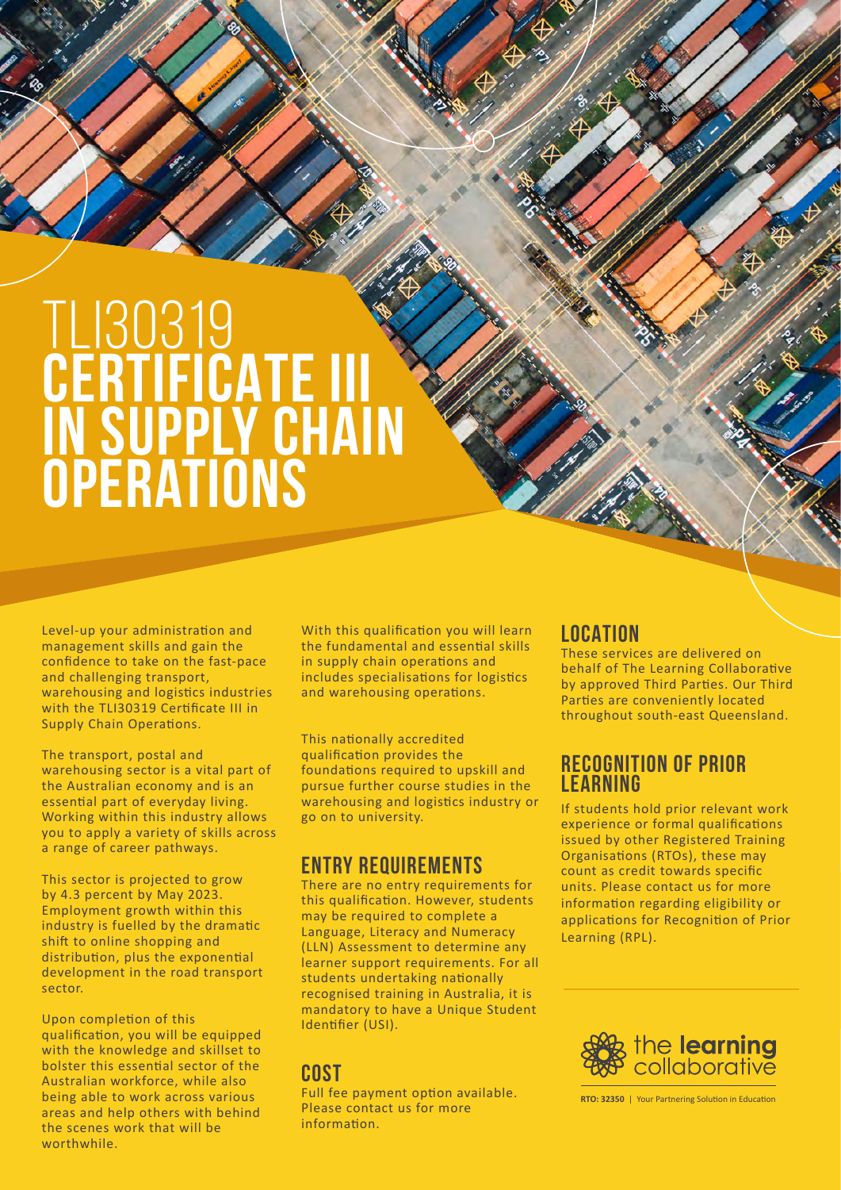# TLI30319
# CERTIFICATE III IN SUPPLY CHAIN OPERATIONS

Level-up your administration and management skills and gain the confidence to take on the fast-pace and challenging transport, warehousing and logistics industries with the TLI30319 Certificate III in Supply Chain Operations.

The transport, postal and warehousing sector is a vital part of the Australian economy and is an essential part of everyday living. Working within this industry allows you to apply a variety of skills across a range of career pathways.

This sector is projected to grow by 4.3 percent by May 2023. Employment growth within this industry is fuelled by the dramatic shift to online shopping and distribution, plus the exponential development in the road transport sector.

Upon completion of this qualification, you will be equipped with the knowledge and skillset to bolster this essential sector of the Australian workforce, while also being able to work across various areas and help others with behind the scenes work that will be worthwhile.

With this qualification you will learn the fundamental and essential skills in supply chain operations and includes specialisations for logistics and warehousing operations.

This nationally accredited qualification provides the foundations required to upskill and pursue further course studies in the warehousing and logistics industry or go on to university.

## ENTRY REQUIREMENTS

There are no entry requirements for this qualification. However, students may be required to complete a Language, Literacy and Numeracy (LLN) Assessment to determine any learner support requirements. For all students undertaking nationally recognised training in Australia, it is mandatory to have a Unique Student Identifier (USI).

## COST

Full fee payment option available. Please contact us for more information.

## LOCATION

These services are delivered on behalf of The Learning Collaborative by approved Third Parties. Our Third Parties are conveniently located throughout south-east Queensland.

## RECOGNITION OF PRIOR LEARNING

If students hold prior relevant work experience or formal qualifications issued by other Registered Training Organisations (RTOs), these may count as credit towards specific units. Please contact us for more information regarding eligibility or applications for Recognition of Prior Learning (RPL).

the learning collaborative

**RTO: 32350** | Your Partnering Solution in Education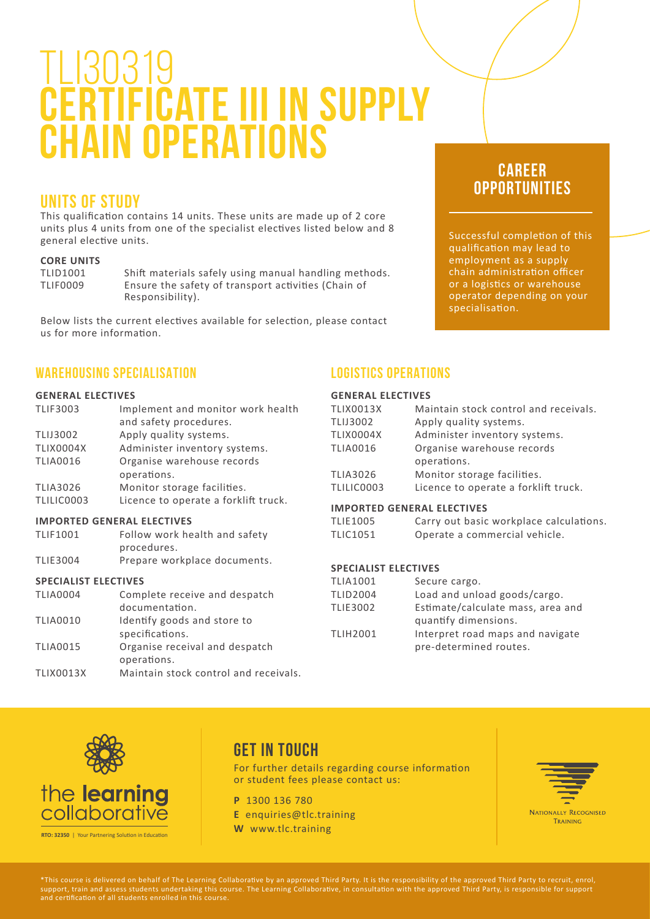# TLI30319 CERTIFICATE III IN SUPPLY CHAIN OPERATIONS

## UNITS OF STUDY

This qualification contains 14 units. These units are made up of 2 core units plus 4 units from one of the specialist electives listed below and 8 general elective units.

**CORE UNITS**

| | |
|---|---|
| TLID1001 | Shift materials safely using manual handling methods. |
| TLIF0009 | Ensure the safety of transport activities (Chain of Responsibility). |

Below lists the current electives available for selection, please contact us for more information.

## CAREER OPPORTUNITIES

Successful completion of this qualification may lead to employment as a supply chain administration officer or a logistics or warehouse operator depending on your specialisation.

## WAREHOUSING SPECIALISATION

**GENERAL ELECTIVES**

| | |
|---|---|
| TLIF3003 | Implement and monitor work health and safety procedures. |
| TLIJ3002 | Apply quality systems. |
| TLIX0004X | Administer inventory systems. |
| TLIA0016 | Organise warehouse records operations. |
| TLIA3026 | Monitor storage facilities. |
| TLILIC0003 | Licence to operate a forklift truck. |

**IMPORTED GENERAL ELECTIVES**

| | |
|---|---|
| TLIF1001 | Follow work health and safety procedures. |
| TLIE3004 | Prepare workplace documents. |

**SPECIALIST ELECTIVES**

| | |
|---|---|
| TLIA0004 | Complete receive and despatch documentation. |
| TLIA0010 | Identify goods and store to specifications. |
| TLIA0015 | Organise receival and despatch operations. |
| TLIX0013X | Maintain stock control and receivals. |

## LOGISTICS OPERATIONS

**GENERAL ELECTIVES**

| | |
|---|---|
| TLIX0013X | Maintain stock control and receivals. |
| TLIJ3002 | Apply quality systems. |
| TLIX0004X | Administer inventory systems. |
| TLIA0016 | Organise warehouse records operations. |
| TLIA3026 | Monitor storage facilities. |
| TLILIC0003 | Licence to operate a forklift truck. |

**IMPORTED GENERAL ELECTIVES**

| | |
|---|---|
| TLIE1005 | Carry out basic workplace calculations. |
| TLIC1051 | Operate a commercial vehicle. |

**SPECIALIST ELECTIVES**

| | |
|---|---|
| TLIA1001 | Secure cargo. |
| TLID2004 | Load and unload goods/cargo. |
| TLIE3002 | Estimate/calculate mass, area and quantify dimensions. |
| TLIH2001 | Interpret road maps and navigate pre-determined routes. |

the **learning** collaborative

RTO: 32350 | Your Partnering Solution in Education

## GET IN TOUCH

For further details regarding course information or student fees please contact us:

**P** 1300 136 780
**E** enquiries@tlc.training
**W** www.tlc.training

Nationally Recognised Training

*This course is delivered on behalf of The Learning Collaborative by an approved Third Party. It is the responsibility of the approved Third Party to recruit, enrol, support, train and assess students undertaking this course. The Learning Collaborative, in consultation with the approved Third Party, is responsible for support and certification of all students enrolled in this course.